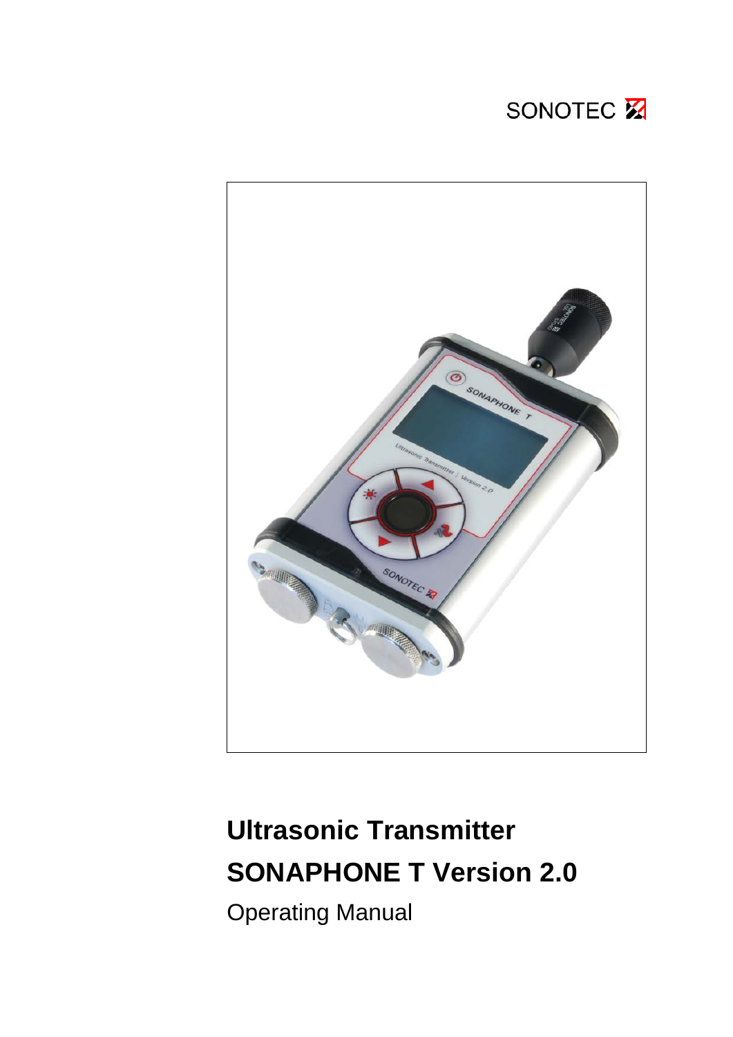SONOTEC

# Ultrasonic Transmitter

# SONAPHONE T Version 2.0

Operating Manual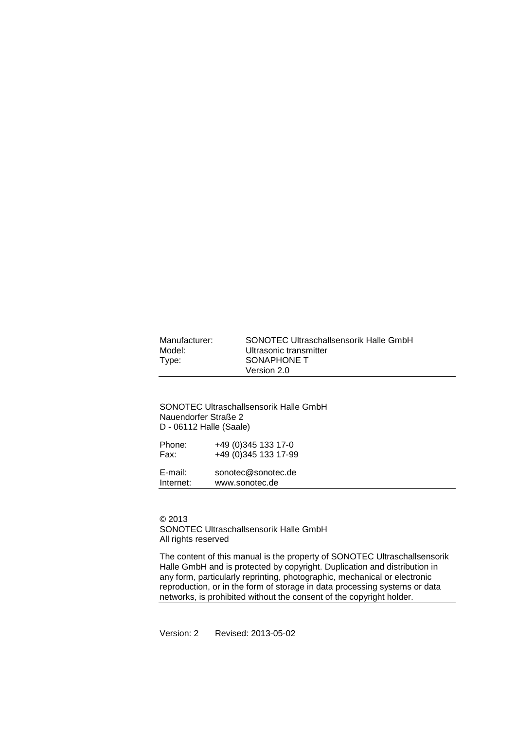| | |
|---|---|
| Manufacturer: | SONOTEC Ultraschallsensorik Halle GmbH |
| Model: | Ultrasonic transmitter |
| Type: | SONAPHONE T |
| | Version 2.0 |

---

SONOTEC Ultraschallsensorik Halle GmbH
Nauendorfer Straße 2
D - 06112 Halle (Saale)

| | |
|---|---|
| Phone: | +49 (0)345 133 17-0 |
| Fax: | +49 (0)345 133 17-99 |
| E-mail: | sonotec@sonotec.de |
| Internet: | www.sonotec.de |

---

© 2013
SONOTEC Ultraschallsensorik Halle GmbH
All rights reserved

The content of this manual is the property of SONOTEC Ultraschallsensorik Halle GmbH and is protected by copyright. Duplication and distribution in any form, particularly reprinting, photographic, mechanical or electronic reproduction, or in the form of storage in data processing systems or data networks, is prohibited without the consent of the copyright holder.

---

Version: 2    Revised: 2013-05-02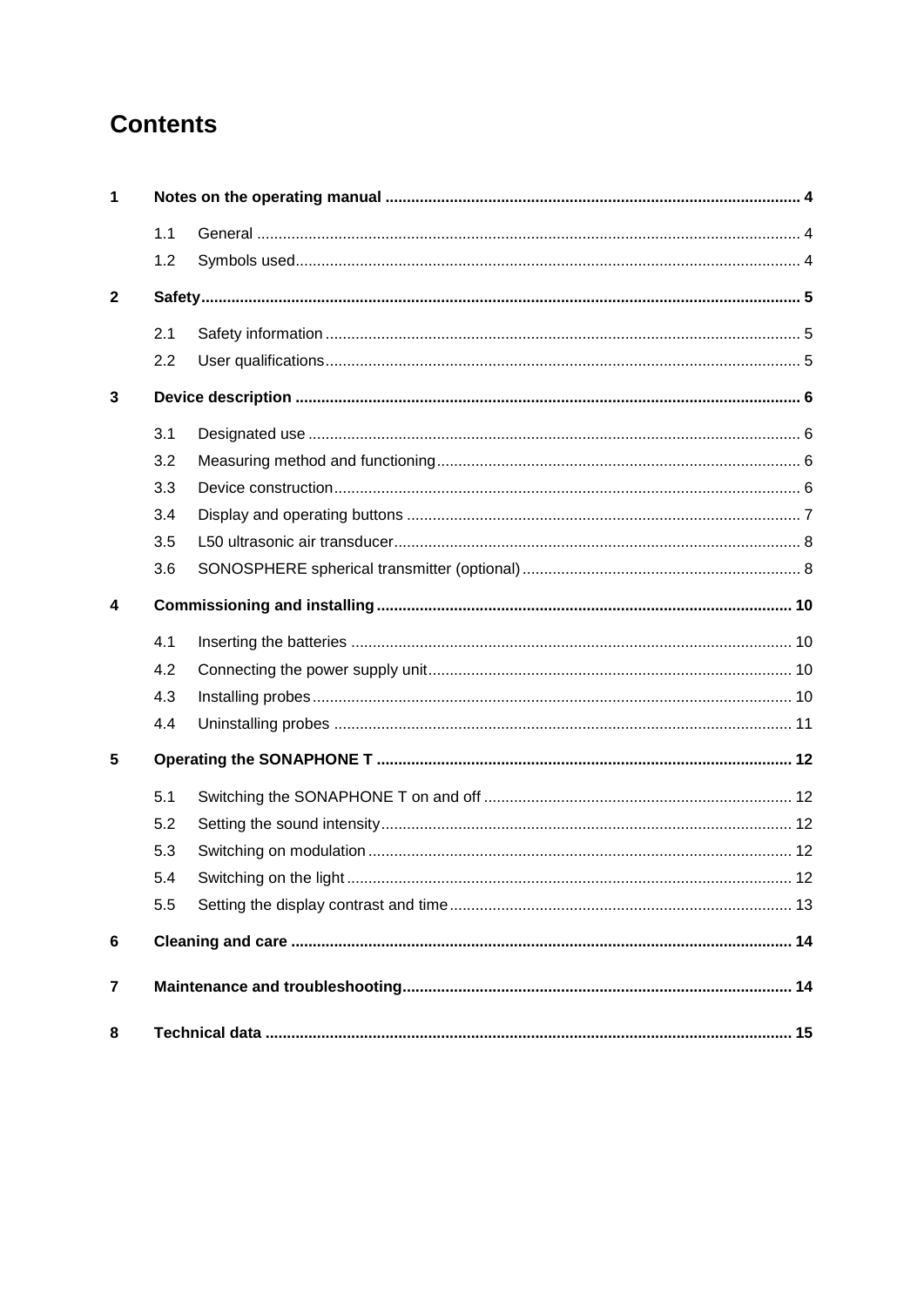# Contents

| | | | |
|---|---|---|---|
| **1** | **Notes on the operating manual** | | **4** |
| | 1.1 | General | 4 |
| | 1.2 | Symbols used | 4 |
| **2** | **Safety** | | **5** |
| | 2.1 | Safety information | 5 |
| | 2.2 | User qualifications | 5 |
| **3** | **Device description** | | **6** |
| | 3.1 | Designated use | 6 |
| | 3.2 | Measuring method and functioning | 6 |
| | 3.3 | Device construction | 6 |
| | 3.4 | Display and operating buttons | 7 |
| | 3.5 | L50 ultrasonic air transducer | 8 |
| | 3.6 | SONOSPHERE spherical transmitter (optional) | 8 |
| **4** | **Commissioning and installing** | | **10** |
| | 4.1 | Inserting the batteries | 10 |
| | 4.2 | Connecting the power supply unit | 10 |
| | 4.3 | Installing probes | 10 |
| | 4.4 | Uninstalling probes | 11 |
| **5** | **Operating the SONAPHONE T** | | **12** |
| | 5.1 | Switching the SONAPHONE T on and off | 12 |
| | 5.2 | Setting the sound intensity | 12 |
| | 5.3 | Switching on modulation | 12 |
| | 5.4 | Switching on the light | 12 |
| | 5.5 | Setting the display contrast and time | 13 |
| **6** | **Cleaning and care** | | **14** |
| **7** | **Maintenance and troubleshooting** | | **14** |
| **8** | **Technical data** | | **15** |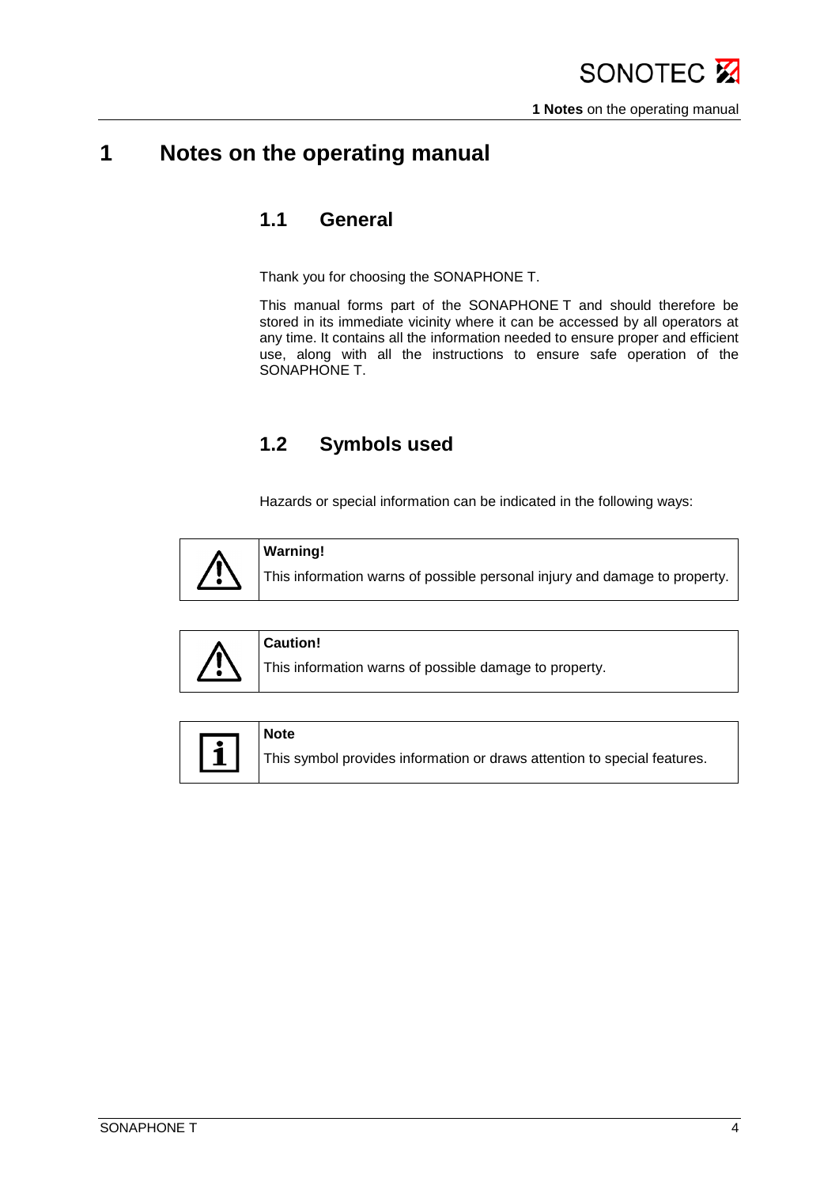# 1 Notes on the operating manual

## 1.1 General

Thank you for choosing the SONAPHONE T.

This manual forms part of the SONAPHONE T and should therefore be stored in its immediate vicinity where it can be accessed by all operators at any time. It contains all the information needed to ensure proper and efficient use, along with all the instructions to ensure safe operation of the SONAPHONE T.

## 1.2 Symbols used

Hazards or special information can be indicated in the following ways:

| | |
|---|---|
| ⚠ | **Warning!**<br>This information warns of possible personal injury and damage to property. |

| | |
|---|---|
| ⚠ | **Caution!**<br>This information warns of possible damage to property. |

| | |
|---|---|
| ℹ | **Note**<br>This symbol provides information or draws attention to special features. |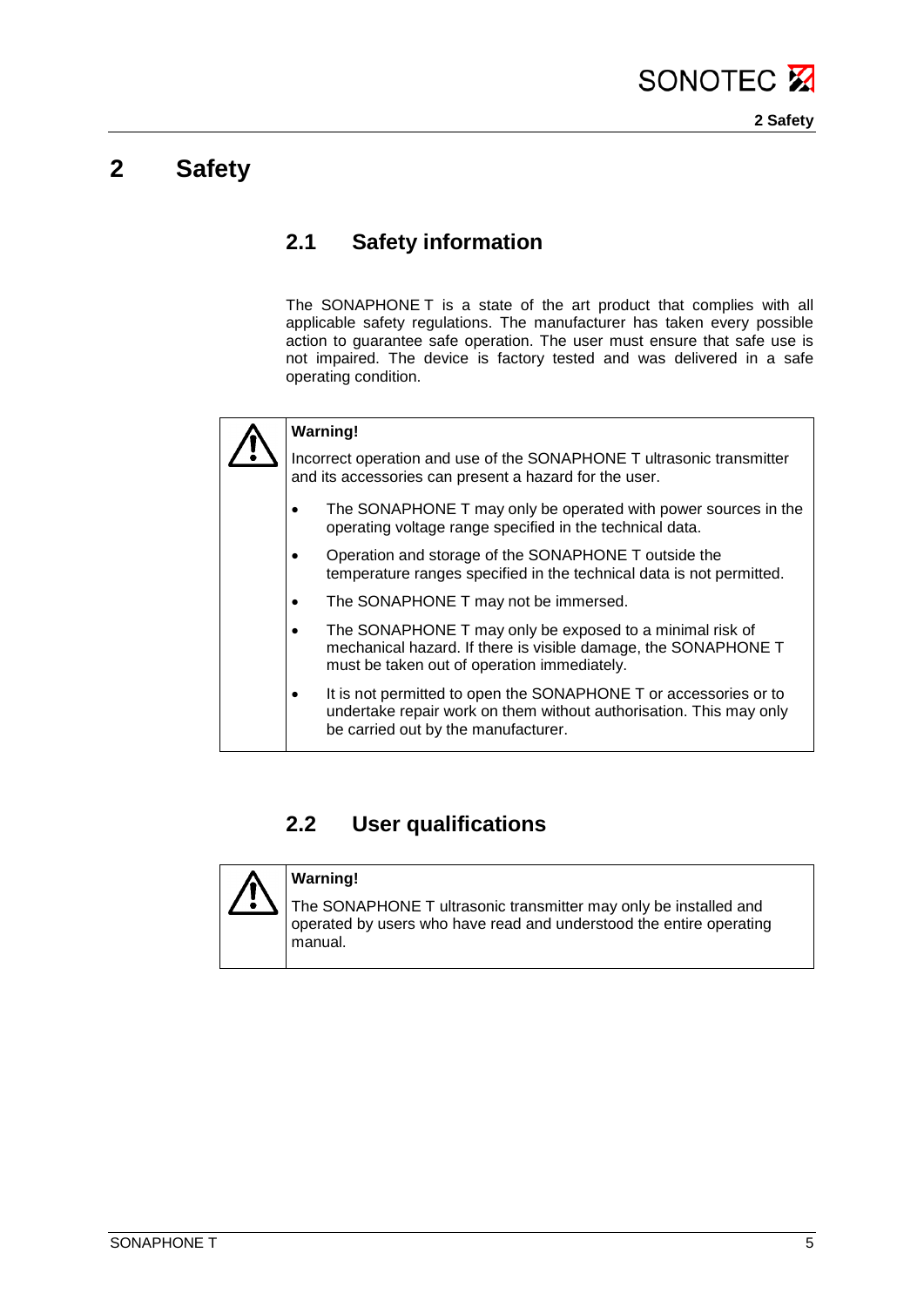# 2 Safety

## 2.1 Safety information

The SONAPHONE T is a state of the art product that complies with all applicable safety regulations. The manufacturer has taken every possible action to guarantee safe operation. The user must ensure that safe use is not impaired. The device is factory tested and was delivered in a safe operating condition.

> ⚠ **Warning!**
>
> Incorrect operation and use of the SONAPHONE T ultrasonic transmitter and its accessories can present a hazard for the user.
>
> - The SONAPHONE T may only be operated with power sources in the operating voltage range specified in the technical data.
> - Operation and storage of the SONAPHONE T outside the temperature ranges specified in the technical data is not permitted.
> - The SONAPHONE T may not be immersed.
> - The SONAPHONE T may only be exposed to a minimal risk of mechanical hazard. If there is visible damage, the SONAPHONE T must be taken out of operation immediately.
> - It is not permitted to open the SONAPHONE T or accessories or to undertake repair work on them without authorisation. This may only be carried out by the manufacturer.

## 2.2 User qualifications

> ⚠ **Warning!**
>
> The SONAPHONE T ultrasonic transmitter may only be installed and operated by users who have read and understood the entire operating manual.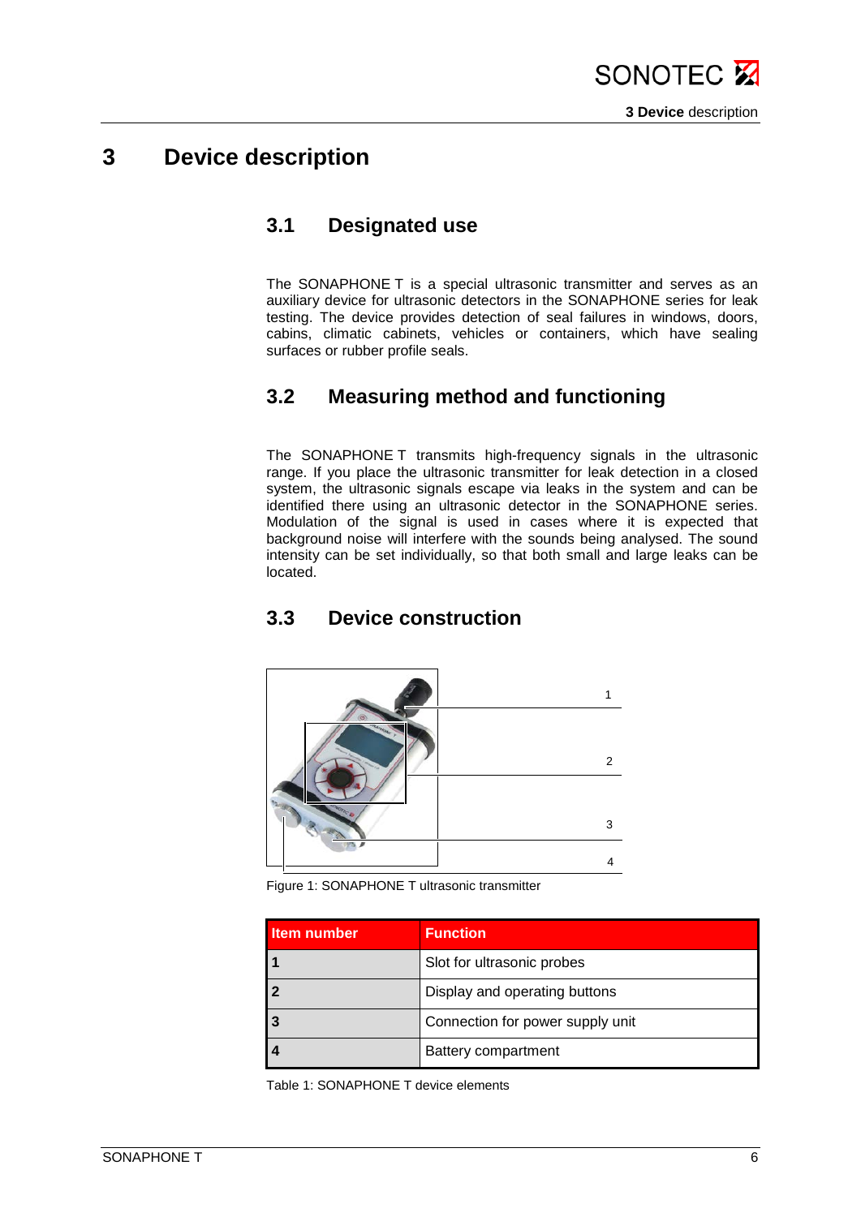# 3 Device description

## 3.1 Designated use

The SONAPHONE T is a special ultrasonic transmitter and serves as an auxiliary device for ultrasonic detectors in the SONAPHONE series for leak testing. The device provides detection of seal failures in windows, doors, cabins, climatic cabinets, vehicles or containers, which have sealing surfaces or rubber profile seals.

## 3.2 Measuring method and functioning

The SONAPHONE T transmits high-frequency signals in the ultrasonic range. If you place the ultrasonic transmitter for leak detection in a closed system, the ultrasonic signals escape via leaks in the system and can be identified there using an ultrasonic detector in the SONAPHONE series. Modulation of the signal is used in cases where it is expected that background noise will interfere with the sounds being analysed. The sound intensity can be set individually, so that both small and large leaks can be located.

## 3.3 Device construction

1

2

3

4

Figure 1: SONAPHONE T ultrasonic transmitter

| Item number | Function |
|---|---|
| **1** | Slot for ultrasonic probes |
| **2** | Display and operating buttons |
| **3** | Connection for power supply unit |
| **4** | Battery compartment |

Table 1: SONAPHONE T device elements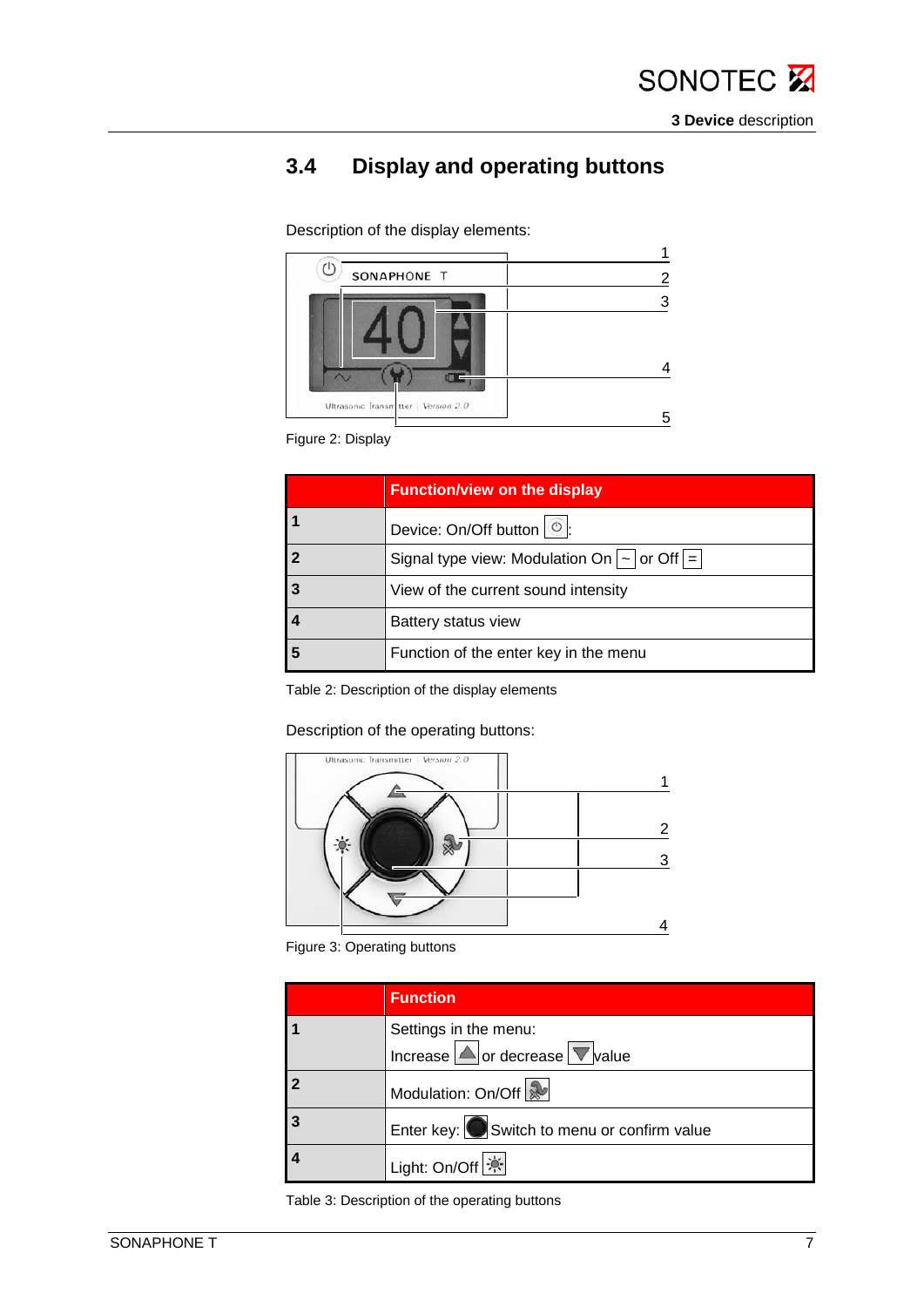## 3.4 Display and operating buttons

Description of the display elements:

Figure 2: Display

| | Function/view on the display |
|---|---|
| **1** | Device: On/Off button ⏻: |
| **2** | Signal type view: Modulation On ~ or Off = |
| **3** | View of the current sound intensity |
| **4** | Battery status view |
| **5** | Function of the enter key in the menu |

Table 2: Description of the display elements

Description of the operating buttons:

Figure 3: Operating buttons

| | Function |
|---|---|
| **1** | Settings in the menu:<br>Increase or decrease value |
| **2** | Modulation: On/Off |
| **3** | Enter key: Switch to menu or confirm value |
| **4** | Light: On/Off |

Table 3: Description of the operating buttons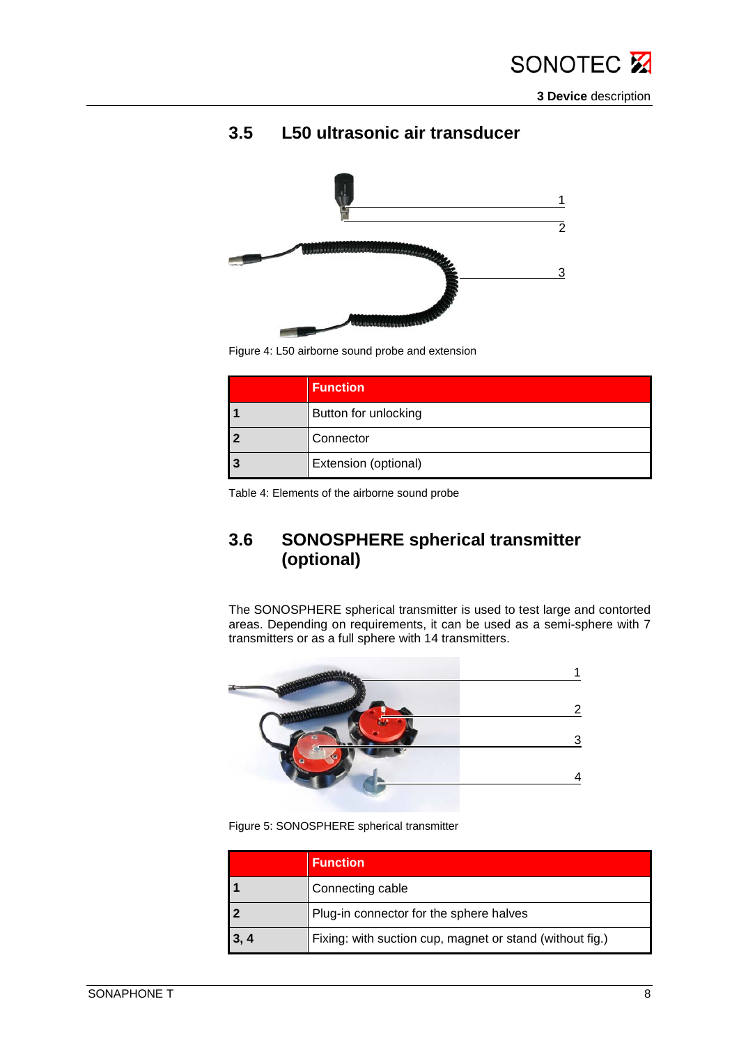## 3.5 L50 ultrasonic air transducer

Figure 4: L50 airborne sound probe and extension

| | Function |
|---|---|
| **1** | Button for unlocking |
| **2** | Connector |
| **3** | Extension (optional) |

Table 4: Elements of the airborne sound probe

## 3.6 SONOSPHERE spherical transmitter (optional)

The SONOSPHERE spherical transmitter is used to test large and contorted areas. Depending on requirements, it can be used as a semi-sphere with 7 transmitters or as a full sphere with 14 transmitters.

Figure 5: SONOSPHERE spherical transmitter

| | Function |
|---|---|
| **1** | Connecting cable |
| **2** | Plug-in connector for the sphere halves |
| **3, 4** | Fixing: with suction cup, magnet or stand (without fig.) |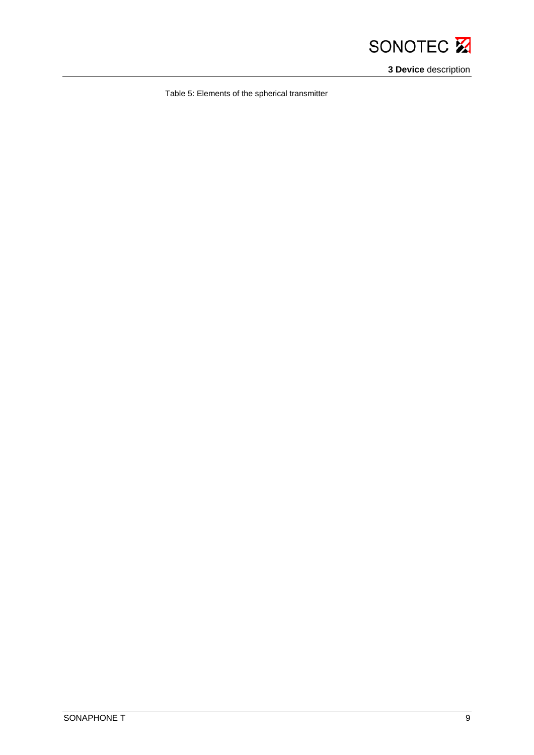Table 5: Elements of the spherical transmitter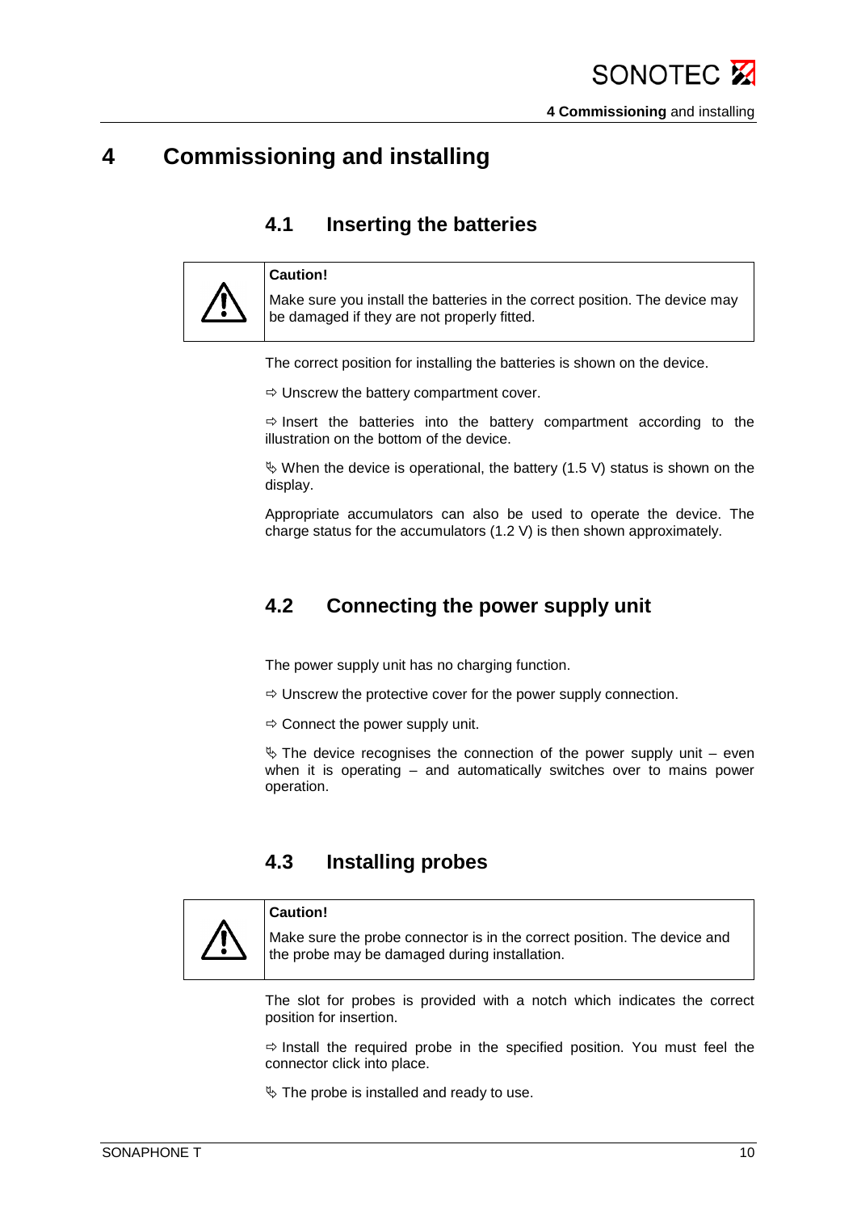# 4 Commissioning and installing

## 4.1 Inserting the batteries

> **Caution!**
>
> Make sure you install the batteries in the correct position. The device may be damaged if they are not properly fitted.

The correct position for installing the batteries is shown on the device.

⇨ Unscrew the battery compartment cover.

⇨ Insert the batteries into the battery compartment according to the illustration on the bottom of the device.

↳ When the device is operational, the battery (1.5 V) status is shown on the display.

Appropriate accumulators can also be used to operate the device. The charge status for the accumulators (1.2 V) is then shown approximately.

## 4.2 Connecting the power supply unit

The power supply unit has no charging function.

⇨ Unscrew the protective cover for the power supply connection.

⇨ Connect the power supply unit.

↳ The device recognises the connection of the power supply unit – even when it is operating – and automatically switches over to mains power operation.

## 4.3 Installing probes

> **Caution!**
>
> Make sure the probe connector is in the correct position. The device and the probe may be damaged during installation.

The slot for probes is provided with a notch which indicates the correct position for insertion.

⇨ Install the required probe in the specified position. You must feel the connector click into place.

↳ The probe is installed and ready to use.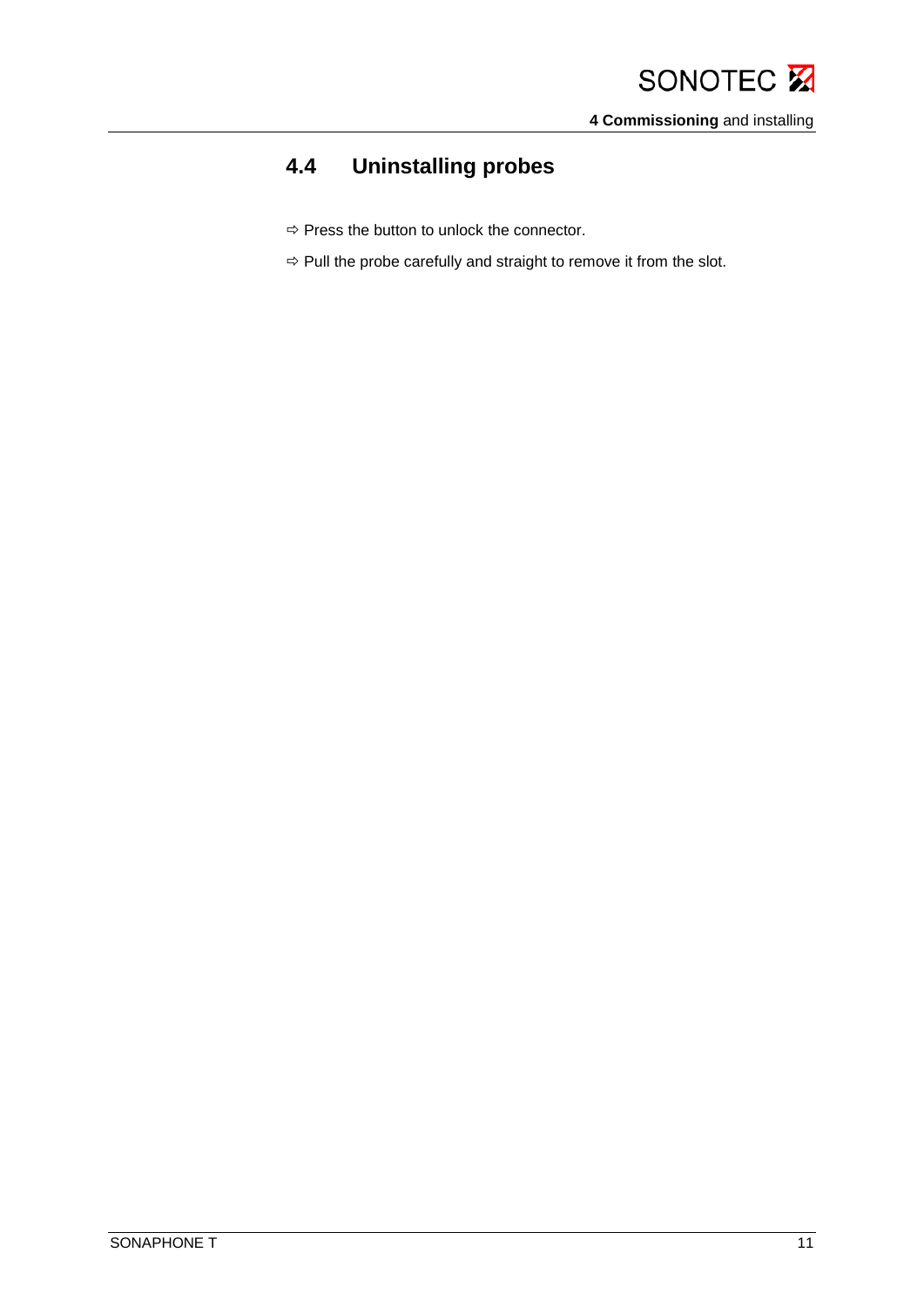## 4.4 Uninstalling probes

⇨ Press the button to unlock the connector.

⇨ Pull the probe carefully and straight to remove it from the slot.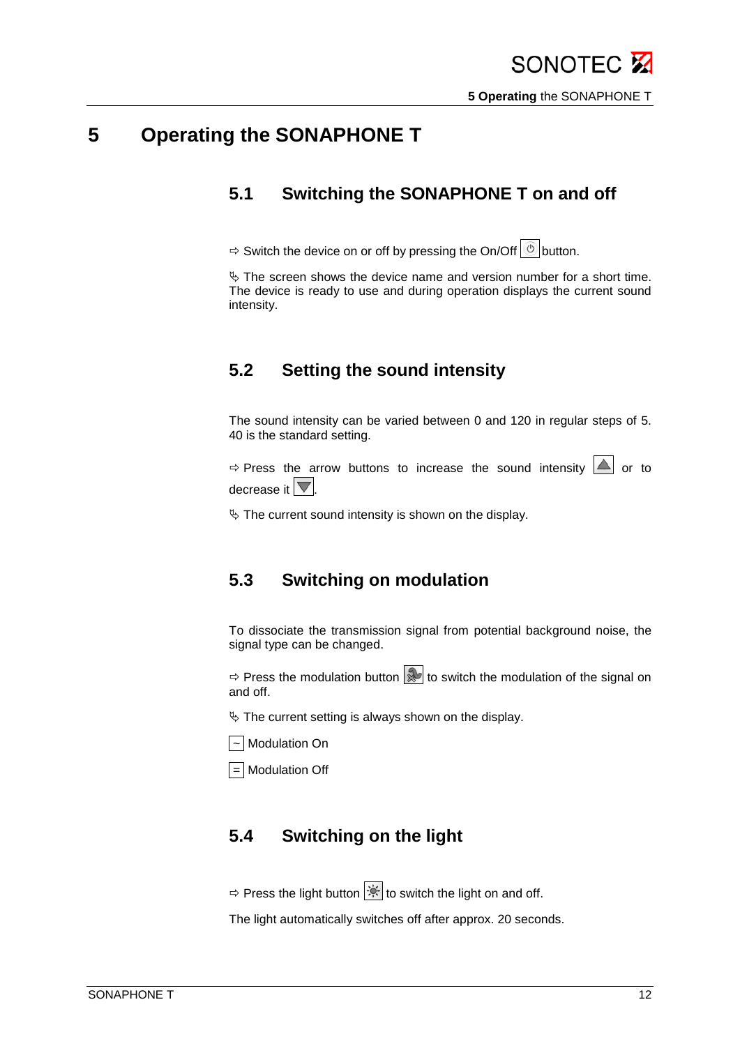# 5 Operating the SONAPHONE T

## 5.1 Switching the SONAPHONE T on and off

⇨ Switch the device on or off by pressing the On/Off button.

↳ The screen shows the device name and version number for a short time. The device is ready to use and during operation displays the current sound intensity.

## 5.2 Setting the sound intensity

The sound intensity can be varied between 0 and 120 in regular steps of 5. 40 is the standard setting.

⇨ Press the arrow buttons to increase the sound intensity or to decrease it.

↳ The current sound intensity is shown on the display.

## 5.3 Switching on modulation

To dissociate the transmission signal from potential background noise, the signal type can be changed.

⇨ Press the modulation button to switch the modulation of the signal on and off.

↳ The current setting is always shown on the display.

~ Modulation On

= Modulation Off

## 5.4 Switching on the light

⇨ Press the light button to switch the light on and off.

The light automatically switches off after approx. 20 seconds.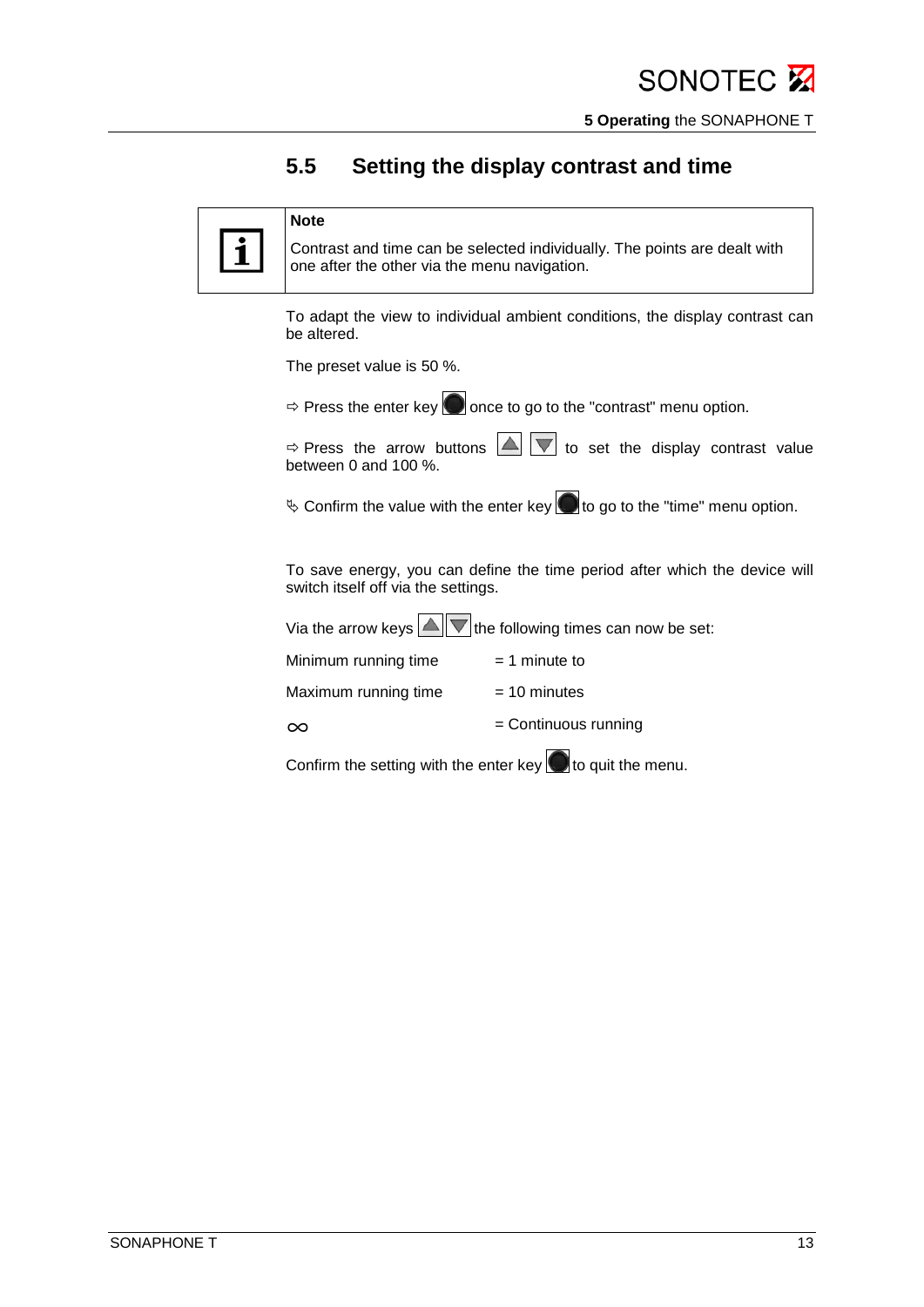## 5.5 Setting the display contrast and time

> **Note**
>
> Contrast and time can be selected individually. The points are dealt with one after the other via the menu navigation.

To adapt the view to individual ambient conditions, the display contrast can be altered.

The preset value is 50 %.

⇨ Press the enter key once to go to the "contrast" menu option.

⇨ Press the arrow buttons ▲ ▼ to set the display contrast value between 0 and 100 %.

✎ Confirm the value with the enter key to go to the "time" menu option.

To save energy, you can define the time period after which the device will switch itself off via the settings.

Via the arrow keys ▲ ▼ the following times can now be set:

| | |
|---|---|
| Minimum running time | = 1 minute to |
| Maximum running time | = 10 minutes |
| ∞ | = Continuous running |

Confirm the setting with the enter key to quit the menu.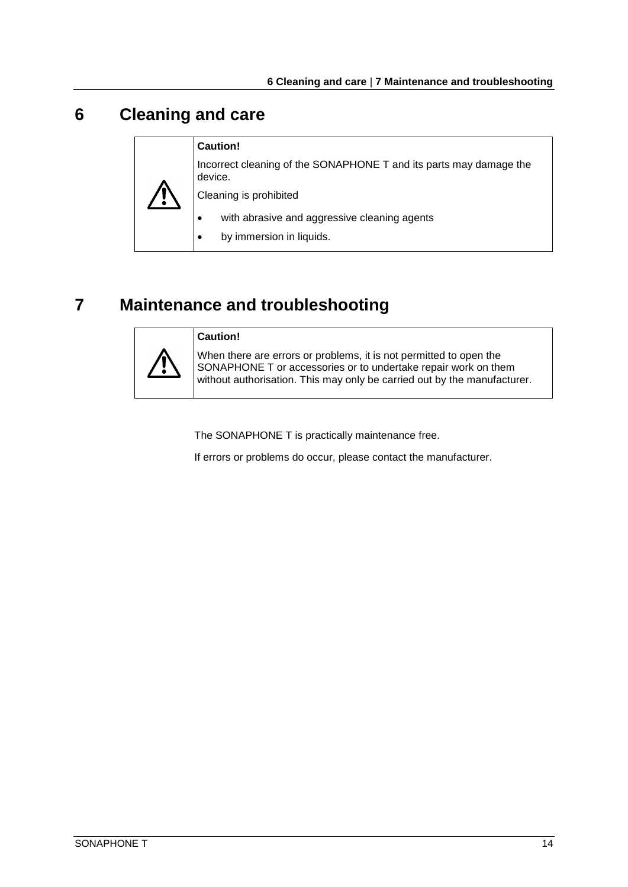# 6 Cleaning and care

> ⚠ **Caution!**
>
> Incorrect cleaning of the SONAPHONE T and its parts may damage the device.
>
> Cleaning is prohibited
>
> - with abrasive and aggressive cleaning agents
> - by immersion in liquids.

# 7 Maintenance and troubleshooting

> ⚠ **Caution!**
>
> When there are errors or problems, it is not permitted to open the SONAPHONE T or accessories or to undertake repair work on them without authorisation. This may only be carried out by the manufacturer.

The SONAPHONE T is practically maintenance free.

If errors or problems do occur, please contact the manufacturer.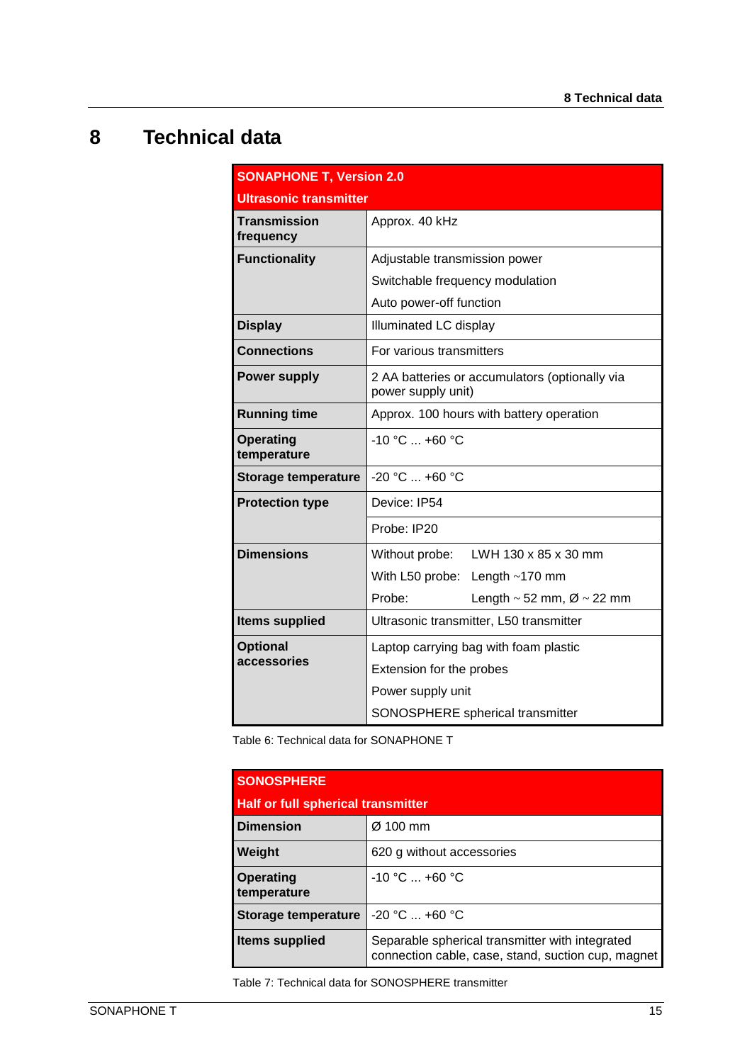# 8 Technical data

| SONAPHONE T, Version 2.0<br>Ultrasonic transmitter | |
|---|---|
| **Transmission frequency** | Approx. 40 kHz |
| **Functionality** | Adjustable transmission power<br>Switchable frequency modulation<br>Auto power-off function |
| **Display** | Illuminated LC display |
| **Connections** | For various transmitters |
| **Power supply** | 2 AA batteries or accumulators (optionally via power supply unit) |
| **Running time** | Approx. 100 hours with battery operation |
| **Operating temperature** | -10 °C ... +60 °C |
| **Storage temperature** | -20 °C ... +60 °C |
| **Protection type** | Device: IP54<br>Probe: IP20 |
| **Dimensions** | Without probe: LWH 130 x 85 x 30 mm<br>With L50 probe: Length ~170 mm<br>Probe: Length ~ 52 mm, Ø ~ 22 mm |
| **Items supplied** | Ultrasonic transmitter, L50 transmitter |
| **Optional accessories** | Laptop carrying bag with foam plastic<br>Extension for the probes<br>Power supply unit<br>SONOSPHERE spherical transmitter |

Table 6: Technical data for SONAPHONE T

| SONOSPHERE<br>Half or full spherical transmitter | |
|---|---|
| **Dimension** | Ø 100 mm |
| **Weight** | 620 g without accessories |
| **Operating temperature** | -10 °C ... +60 °C |
| **Storage temperature** | -20 °C ... +60 °C |
| **Items supplied** | Separable spherical transmitter with integrated connection cable, case, stand, suction cup, magnet |

Table 7: Technical data for SONOSPHERE transmitter